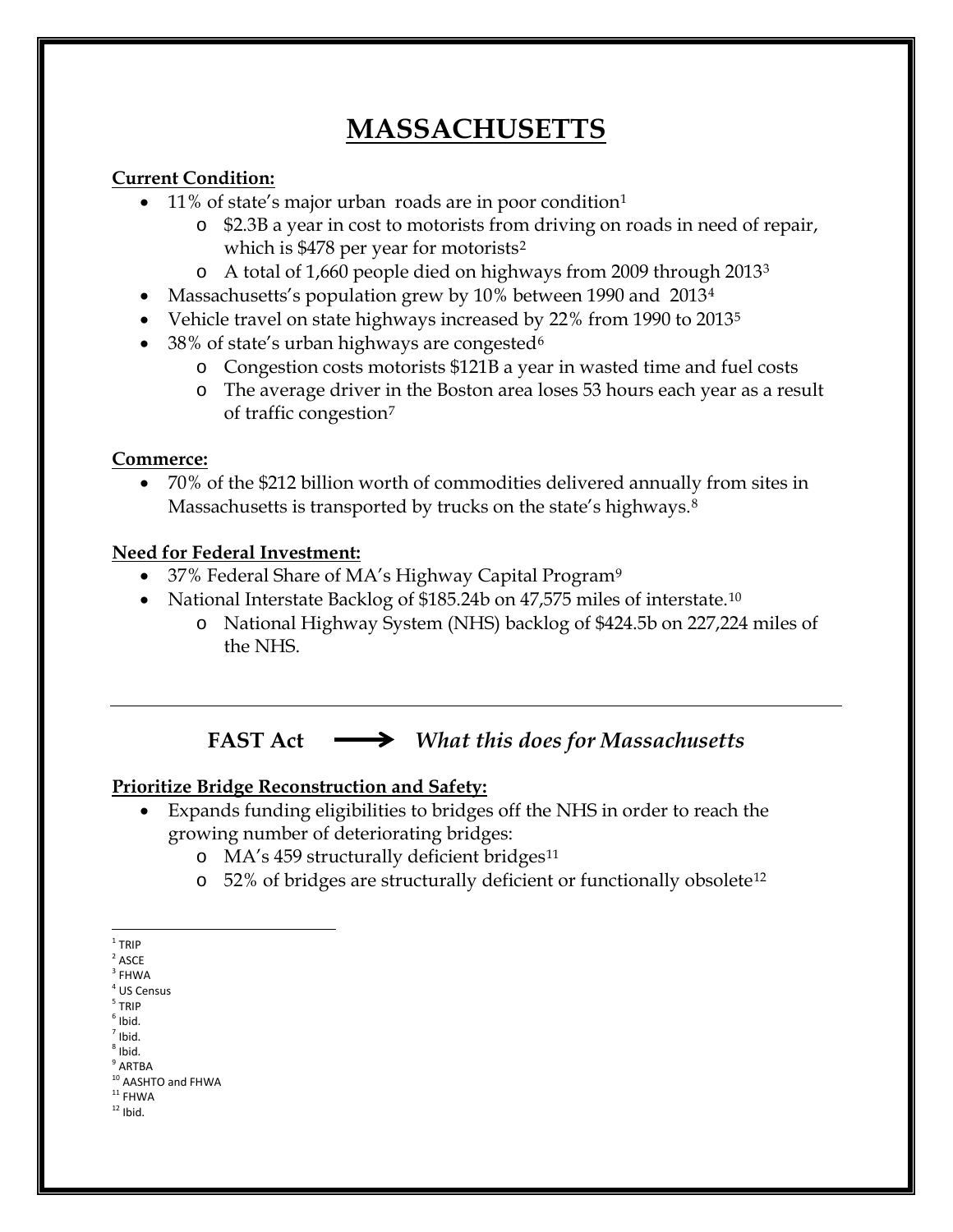# MASSACHUSETTS

**Current Condition:**

- 11% of state's major urban roads are in poor condition[1]
  - $2.3B a year in cost to motorists from driving on roads in need of repair, which is $478 per year for motorists[2]
  - A total of 1,660 people died on highways from 2009 through 2013[3]
- Massachusetts's population grew by 10% between 1990 and 2013[4]
- Vehicle travel on state highways increased by 22% from 1990 to 2013[5]
- 38% of state's urban highways are congested[6]
  - Congestion costs motorists $121B a year in wasted time and fuel costs
  - The average driver in the Boston area loses 53 hours each year as a result of traffic congestion[7]

**Commerce:**

- 70% of the $212 billion worth of commodities delivered annually from sites in Massachusetts is transported by trucks on the state's highways.[8]

**Need for Federal Investment:**

- 37% Federal Share of MA's Highway Capital Program[9]
- National Interstate Backlog of $185.24b on 47,575 miles of interstate.[10]
  - National Highway System (NHS) backlog of $424.5b on 227,224 miles of the NHS.

---

## FAST Act ⟶ *What this does for Massachusetts*

**Prioritize Bridge Reconstruction and Safety:**

- Expands funding eligibilities to bridges off the NHS in order to reach the growing number of deteriorating bridges:
  - MA's 459 structurally deficient bridges[11]
  - 52% of bridges are structurally deficient or functionally obsolete[12]

---

[1] TRIP
[2] ASCE
[3] FHWA
[4] US Census
[5] TRIP
[6] Ibid.
[7] Ibid.
[8] Ibid.
[9] ARTBA
[10] AASHTO and FHWA
[11] FHWA
[12] Ibid.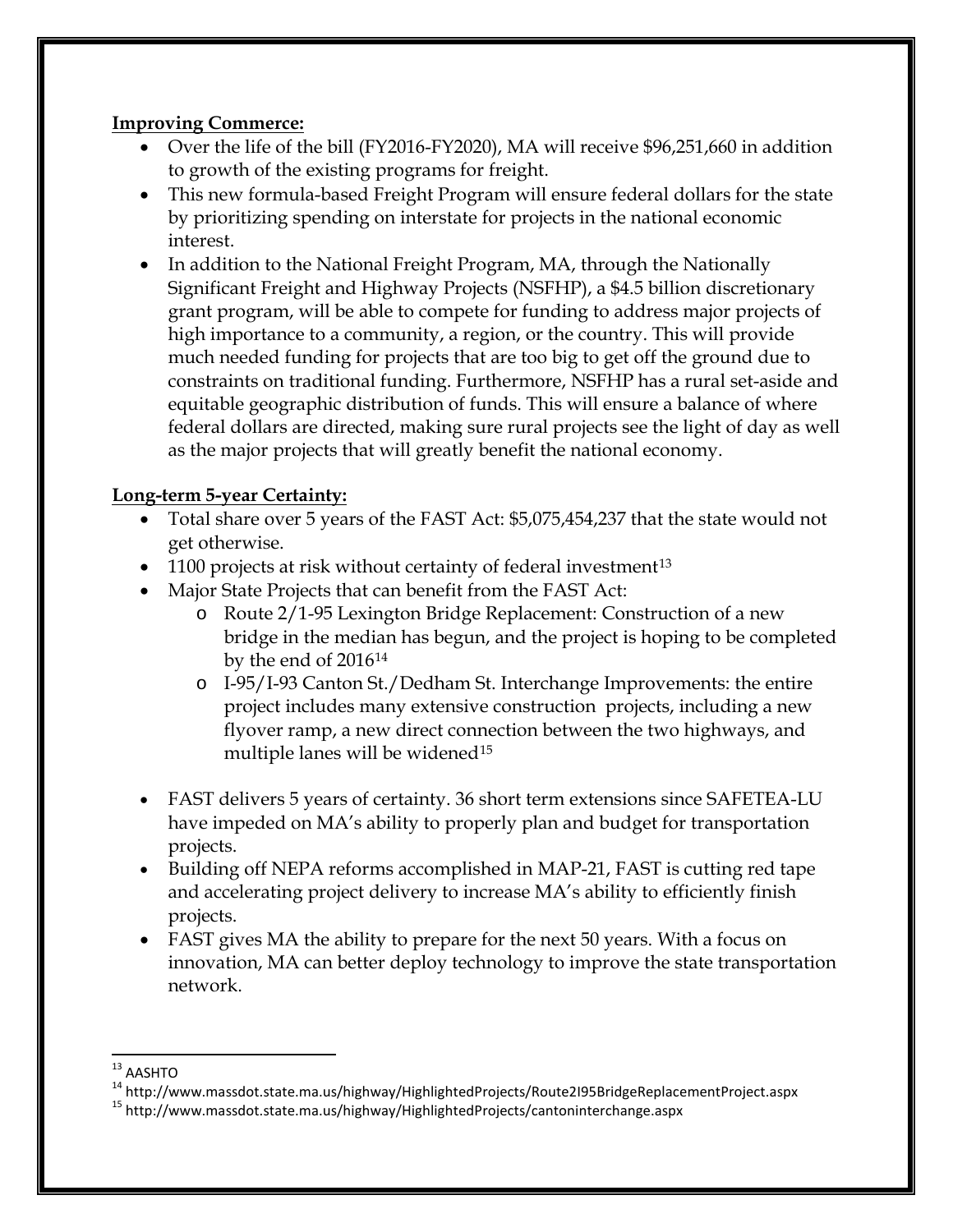**Improving Commerce:**

- Over the life of the bill (FY2016-FY2020), MA will receive $96,251,660 in addition to growth of the existing programs for freight.
- This new formula-based Freight Program will ensure federal dollars for the state by prioritizing spending on interstate for projects in the national economic interest.
- In addition to the National Freight Program, MA, through the Nationally Significant Freight and Highway Projects (NSFHP), a $4.5 billion discretionary grant program, will be able to compete for funding to address major projects of high importance to a community, a region, or the country. This will provide much needed funding for projects that are too big to get off the ground due to constraints on traditional funding. Furthermore, NSFHP has a rural set-aside and equitable geographic distribution of funds. This will ensure a balance of where federal dollars are directed, making sure rural projects see the light of day as well as the major projects that will greatly benefit the national economy.

**Long-term 5-year Certainty:**

- Total share over 5 years of the FAST Act: $5,075,454,237 that the state would not get otherwise.
- 1100 projects at risk without certainty of federal investment[13]
- Major State Projects that can benefit from the FAST Act:
  - Route 2/1-95 Lexington Bridge Replacement: Construction of a new bridge in the median has begun, and the project is hoping to be completed by the end of 2016[14]
  - I-95/I-93 Canton St./Dedham St. Interchange Improvements: the entire project includes many extensive construction projects, including a new flyover ramp, a new direct connection between the two highways, and multiple lanes will be widened[15]

- FAST delivers 5 years of certainty. 36 short term extensions since SAFETEA-LU have impeded on MA's ability to properly plan and budget for transportation projects.
- Building off NEPA reforms accomplished in MAP-21, FAST is cutting red tape and accelerating project delivery to increase MA's ability to efficiently finish projects.
- FAST gives MA the ability to prepare for the next 50 years. With a focus on innovation, MA can better deploy technology to improve the state transportation network.

---

[13] AASHTO

[14] http://www.massdot.state.ma.us/highway/HighlightedProjects/Route2I95BridgeReplacementProject.aspx

[15] http://www.massdot.state.ma.us/highway/HighlightedProjects/cantoninterchange.aspx